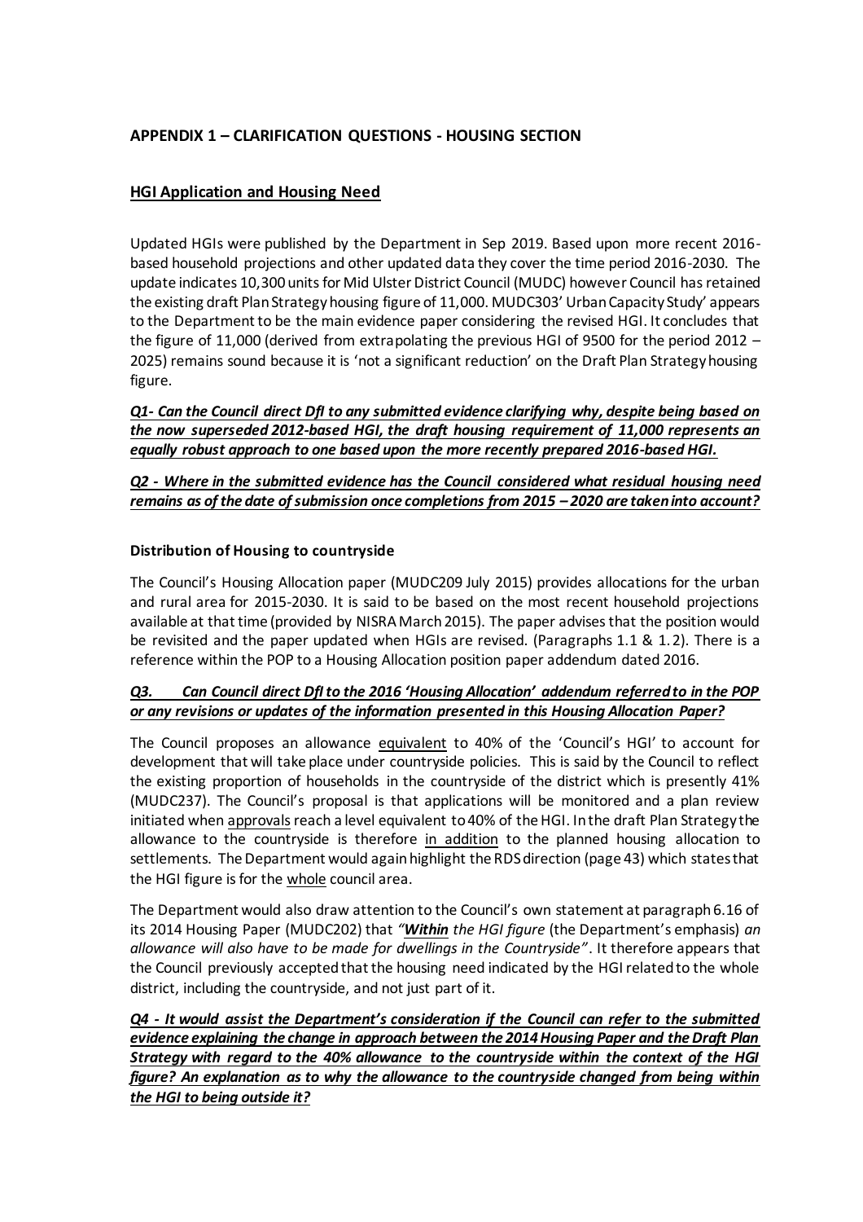## APPENDIX 1 – CLARIFICATION QUESTIONS - HOUSING SECTION

### <u>HGI Application and Housing Need</u>

Updated HGIs were published by the Department in Sep 2019. Based upon more recent 2016-based household projections and other updated data they cover the time period 2016-2030. The update indicates 10,300 units for Mid Ulster District Council (MUDC) however Council has retained the existing draft Plan Strategy housing figure of 11,000. MUDC303' Urban Capacity Study' appears to the Department to be the main evidence paper considering the revised HGI. It concludes that the figure of 11,000 (derived from extrapolating the previous HGI of 9500 for the period 2012 – 2025) remains sound because it is 'not a significant reduction' on the Draft Plan Strategy housing figure.

***<u>Q1- Can the Council direct DfI to any submitted evidence clarifying why, despite being based on the now superseded 2012-based HGI, the draft housing requirement of 11,000 represents an equally robust approach to one based upon the more recently prepared 2016-based HGI.</u>***

***<u>Q2 - Where in the submitted evidence has the Council considered what residual housing need remains as of the date of submission once completions from 2015 – 2020 are taken into account?</u>***

**Distribution of Housing to countryside**

The Council's Housing Allocation paper (MUDC209 July 2015) provides allocations for the urban and rural area for 2015-2030. It is said to be based on the most recent household projections available at that time (provided by NISRA March 2015). The paper advises that the position would be revisited and the paper updated when HGIs are revised. (Paragraphs 1.1 & 1.2). There is a reference within the POP to a Housing Allocation position paper addendum dated 2016.

***<u>Q3. Can Council direct DfI to the 2016 'Housing Allocation' addendum referred to in the POP or any revisions or updates of the information presented in this Housing Allocation Paper?</u>***

The Council proposes an allowance <u>equivalent</u> to 40% of the 'Council's HGI' to account for development that will take place under countryside policies. This is said by the Council to reflect the existing proportion of households in the countryside of the district which is presently 41% (MUDC237). The Council's proposal is that applications will be monitored and a plan review initiated when <u>approvals</u> reach a level equivalent to 40% of the HGI. In the draft Plan Strategy the allowance to the countryside is therefore <u>in addition</u> to the planned housing allocation to settlements. The Department would again highlight the RDS direction (page 43) which states that the HGI figure is for the <u>whole</u> council area.

The Department would also draw attention to the Council's own statement at paragraph 6.16 of its 2014 Housing Paper (MUDC202) that *"**<u>Within</u>** the HGI figure* (the Department's emphasis) *an allowance will also have to be made for dwellings in the Countryside"*. It therefore appears that the Council previously accepted that the housing need indicated by the HGI related to the whole district, including the countryside, and not just part of it.

***<u>Q4 - It would assist the Department's consideration if the Council can refer to the submitted evidence explaining the change in approach between the 2014 Housing Paper and the Draft Plan Strategy with regard to the 40% allowance to the countryside within the context of the HGI figure? An explanation as to why the allowance to the countryside changed from being within the HGI to being outside it?</u>***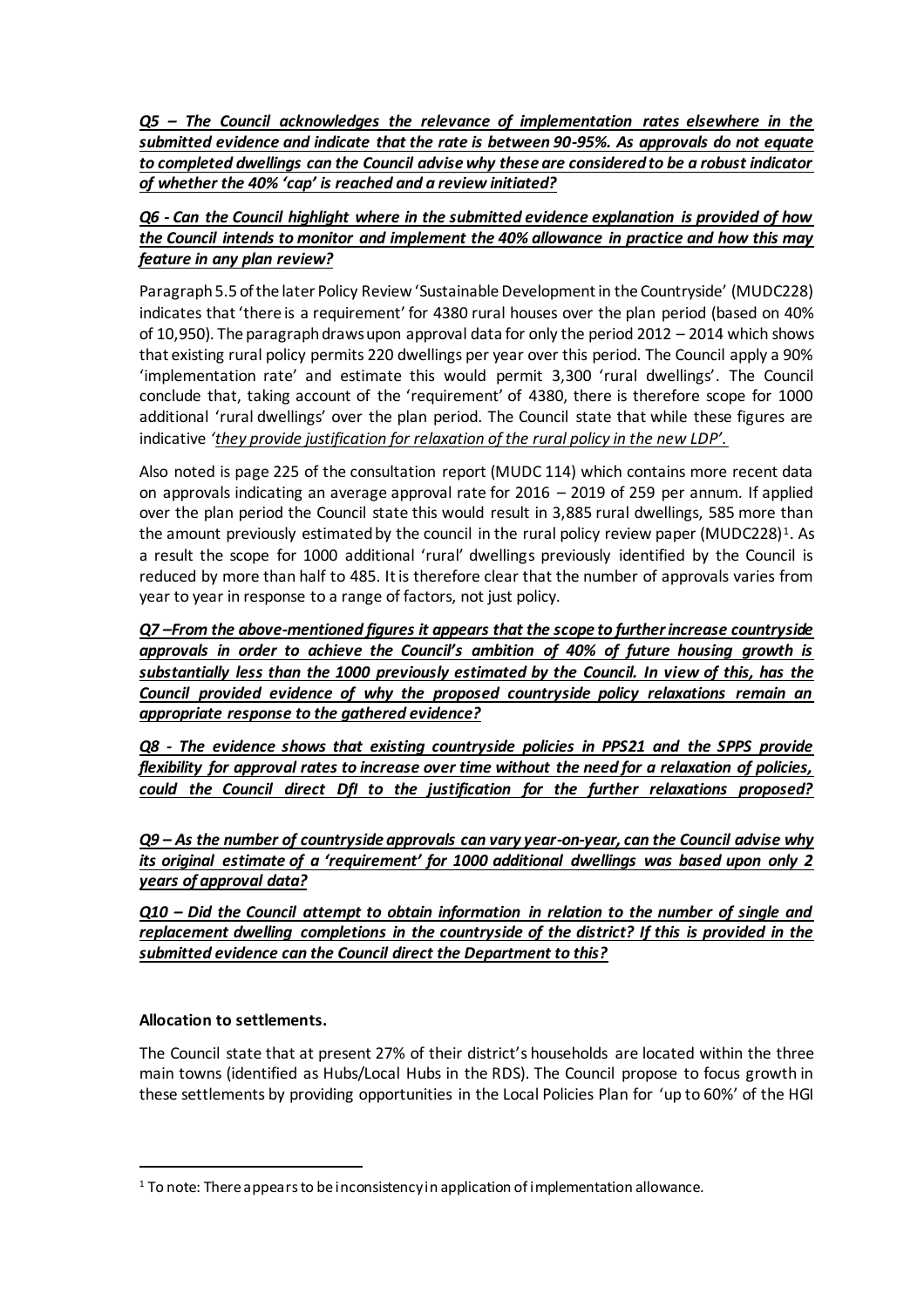***<u>Q5 – The Council acknowledges the relevance of implementation rates elsewhere in the submitted evidence and indicate that the rate is between 90-95%. As approvals do not equate to completed dwellings can the Council advise why these are considered to be a robust indicator of whether the 40% 'cap' is reached and a review initiated?</u>***

***<u>Q6 - Can the Council highlight where in the submitted evidence explanation is provided of how the Council intends to monitor and implement the 40% allowance in practice and how this may feature in any plan review?</u>***

Paragraph 5.5 of the later Policy Review 'Sustainable Development in the Countryside' (MUDC228) indicates that 'there is a requirement' for 4380 rural houses over the plan period (based on 40% of 10,950). The paragraph draws upon approval data for only the period 2012 – 2014 which shows that existing rural policy permits 220 dwellings per year over this period. The Council apply a 90% 'implementation rate' and estimate this would permit 3,300 'rural dwellings'. The Council conclude that, taking account of the 'requirement' of 4380, there is therefore scope for 1000 additional 'rural dwellings' over the plan period. The Council state that while these figures are indicative *'<u>they provide justification for relaxation of the rural policy in the new LDP</u>'.*

Also noted is page 225 of the consultation report (MUDC 114) which contains more recent data on approvals indicating an average approval rate for 2016 – 2019 of 259 per annum. If applied over the plan period the Council state this would result in 3,885 rural dwellings, 585 more than the amount previously estimated by the council in the rural policy review paper (MUDC228)[1]. As a result the scope for 1000 additional 'rural' dwellings previously identified by the Council is reduced by more than half to 485. It is therefore clear that the number of approvals varies from year to year in response to a range of factors, not just policy.

***<u>Q7 –From the above-mentioned figures it appears that the scope to further increase countryside approvals in order to achieve the Council's ambition of 40% of future housing growth is substantially less than the 1000 previously estimated by the Council. In view of this, has the Council provided evidence of why the proposed countryside policy relaxations remain an appropriate response to the gathered evidence?</u>***

***<u>Q8 - The evidence shows that existing countryside policies in PPS21 and the SPPS provide flexibility for approval rates to increase over time without the need for a relaxation of policies, could the Council direct DfI to the justification for the further relaxations proposed?</u>***

***<u>Q9 – As the number of countryside approvals can vary year-on-year, can the Council advise why its original estimate of a 'requirement' for 1000 additional dwellings was based upon only 2 years of approval data?</u>***

***<u>Q10 – Did the Council attempt to obtain information in relation to the number of single and replacement dwelling completions in the countryside of the district? If this is provided in the submitted evidence can the Council direct the Department to this?</u>***

**Allocation to settlements.**

The Council state that at present 27% of their district's households are located within the three main towns (identified as Hubs/Local Hubs in the RDS). The Council propose to focus growth in these settlements by providing opportunities in the Local Policies Plan for 'up to 60%' of the HGI

---

[1] To note: There appears to be inconsistency in application of implementation allowance.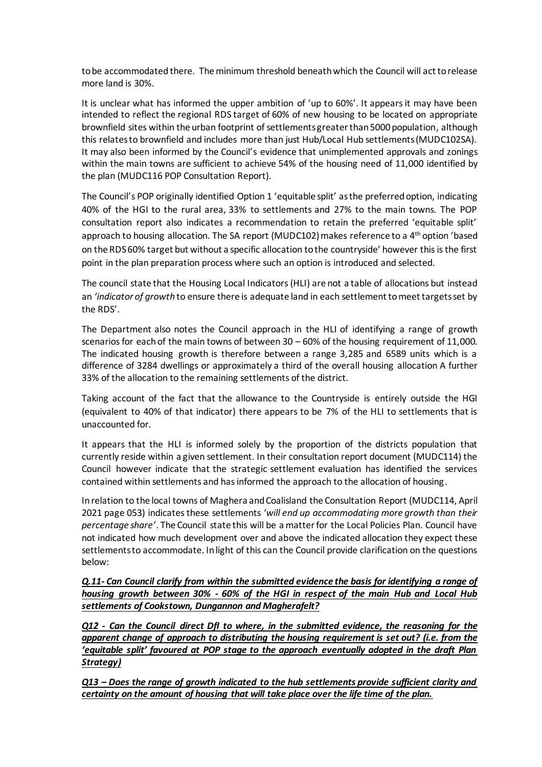to be accommodated there. The minimum threshold beneath which the Council will act to release more land is 30%.

It is unclear what has informed the upper ambition of 'up to 60%'. It appears it may have been intended to reflect the regional RDS target of 60% of new housing to be located on appropriate brownfield sites within the urban footprint of settlements greater than 5000 population, although this relates to brownfield and includes more than just Hub/Local Hub settlements (MUDC102SA). It may also been informed by the Council's evidence that unimplemented approvals and zonings within the main towns are sufficient to achieve 54% of the housing need of 11,000 identified by the plan (MUDC116 POP Consultation Report).

The Council's POP originally identified Option 1 'equitable split' as the preferred option, indicating 40% of the HGI to the rural area, 33% to settlements and 27% to the main towns. The POP consultation report also indicates a recommendation to retain the preferred 'equitable split' approach to housing allocation. The SA report (MUDC102) makes reference to a 4th option 'based on the RDS 60% target but without a specific allocation to the countryside' however this is the first point in the plan preparation process where such an option is introduced and selected.

The council state that the Housing Local Indicators (HLI) are not a table of allocations but instead an *'indicator of growth* to ensure there is adequate land in each settlement to meet targets set by the RDS'.

The Department also notes the Council approach in the HLI of identifying a range of growth scenarios for each of the main towns of between 30 – 60% of the housing requirement of 11,000. The indicated housing growth is therefore between a range 3,285 and 6589 units which is a difference of 3284 dwellings or approximately a third of the overall housing allocation A further 33% of the allocation to the remaining settlements of the district.

Taking account of the fact that the allowance to the Countryside is entirely outside the HGI (equivalent to 40% of that indicator) there appears to be 7% of the HLI to settlements that is unaccounted for.

It appears that the HLI is informed solely by the proportion of the districts population that currently reside within a given settlement. In their consultation report document (MUDC114) the Council however indicate that the strategic settlement evaluation has identified the services contained within settlements and has informed the approach to the allocation of housing.

In relation to the local towns of Maghera and Coalisland the Consultation Report (MUDC114, April 2021 page 053) indicates these settlements *'will end up accommodating more growth than their percentage share'*. The Council state this will be a matter for the Local Policies Plan. Council have not indicated how much development over and above the indicated allocation they expect these settlements to accommodate. In light of this can the Council provide clarification on the questions below:

***Q.11- Can Council clarify from within the submitted evidence the basis for identifying a range of housing growth between 30% - 60% of the HGI in respect of the main Hub and Local Hub settlements of Cookstown, Dungannon and Magherafelt?***

***Q12 - Can the Council direct DfI to where, in the submitted evidence, the reasoning for the apparent change of approach to distributing the housing requirement is set out? (i.e. from the 'equitable split' favoured at POP stage to the approach eventually adopted in the draft Plan Strategy)***

***Q13 – Does the range of growth indicated to the hub settlements provide sufficient clarity and certainty on the amount of housing that will take place over the life time of the plan.***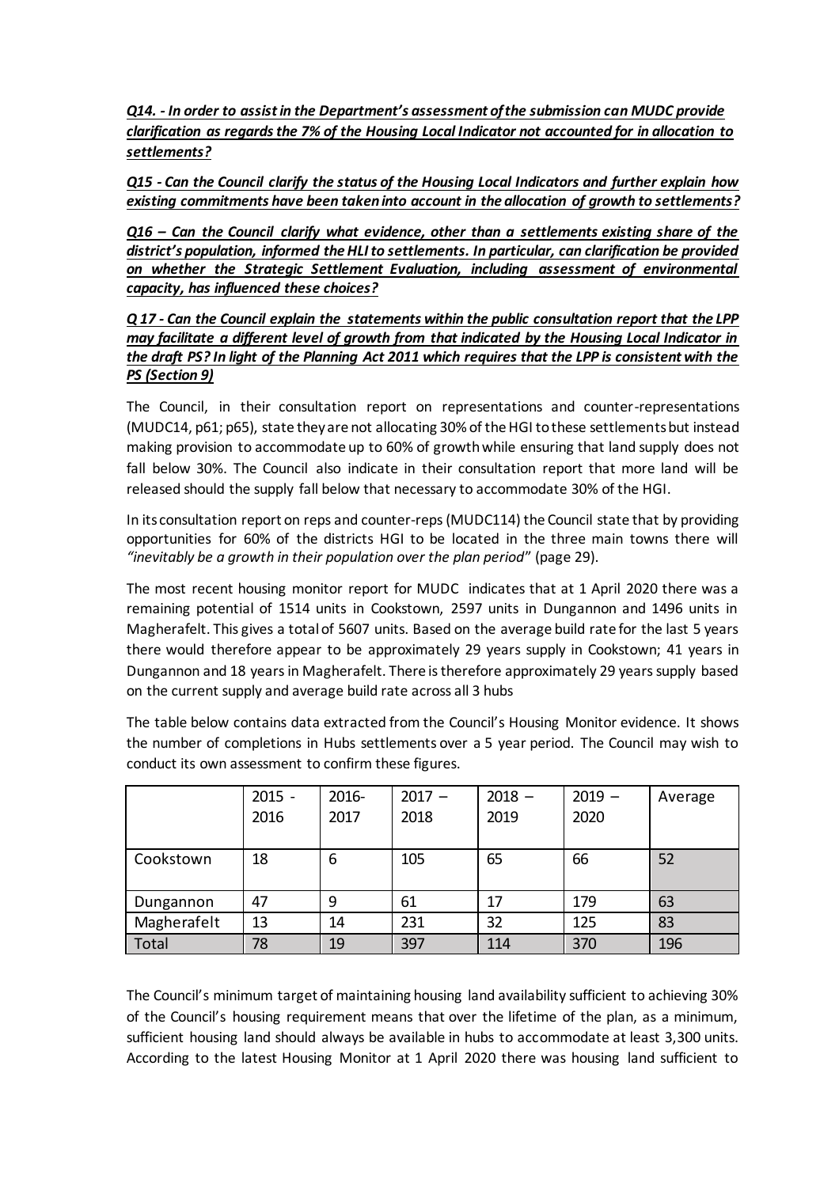***Q14. - In order to assist in the Department's assessment of the submission can MUDC provide clarification as regards the 7% of the Housing Local Indicator not accounted for in allocation to settlements?***

***Q15 - Can the Council clarify the status of the Housing Local Indicators and further explain how existing commitments have been taken into account in the allocation of growth to settlements?***

***Q16 – Can the Council clarify what evidence, other than a settlements existing share of the district's population, informed the HLI to settlements. In particular, can clarification be provided on whether the Strategic Settlement Evaluation, including assessment of environmental capacity, has influenced these choices?***

***Q 17 - Can the Council explain the statements within the public consultation report that the LPP may facilitate a different level of growth from that indicated by the Housing Local Indicator in the draft PS? In light of the Planning Act 2011 which requires that the LPP is consistent with the PS (Section 9)***

The Council, in their consultation report on representations and counter-representations (MUDC14, p61; p65), state they are not allocating 30% of the HGI to these settlements but instead making provision to accommodate up to 60% of growth while ensuring that land supply does not fall below 30%. The Council also indicate in their consultation report that more land will be released should the supply fall below that necessary to accommodate 30% of the HGI.

In its consultation report on reps and counter-reps (MUDC114) the Council state that by providing opportunities for 60% of the districts HGI to be located in the three main towns there will *"inevitably be a growth in their population over the plan period"* (page 29).

The most recent housing monitor report for MUDC indicates that at 1 April 2020 there was a remaining potential of 1514 units in Cookstown, 2597 units in Dungannon and 1496 units in Magherafelt. This gives a total of 5607 units. Based on the average build rate for the last 5 years there would therefore appear to be approximately 29 years supply in Cookstown; 41 years in Dungannon and 18 years in Magherafelt. There is therefore approximately 29 years supply based on the current supply and average build rate across all 3 hubs

The table below contains data extracted from the Council's Housing Monitor evidence. It shows the number of completions in Hubs settlements over a 5 year period. The Council may wish to conduct its own assessment to confirm these figures.

| | 2015 - 2016 | 2016- 2017 | 2017 – 2018 | 2018 – 2019 | 2019 – 2020 | Average |
|---|---|---|---|---|---|---|
| Cookstown | 18 | 6 | 105 | 65 | 66 | 52 |
| Dungannon | 47 | 9 | 61 | 17 | 179 | 63 |
| Magherafelt | 13 | 14 | 231 | 32 | 125 | 83 |
| Total | 78 | 19 | 397 | 114 | 370 | 196 |

The Council's minimum target of maintaining housing land availability sufficient to achieving 30% of the Council's housing requirement means that over the lifetime of the plan, as a minimum, sufficient housing land should always be available in hubs to accommodate at least 3,300 units. According to the latest Housing Monitor at 1 April 2020 there was housing land sufficient to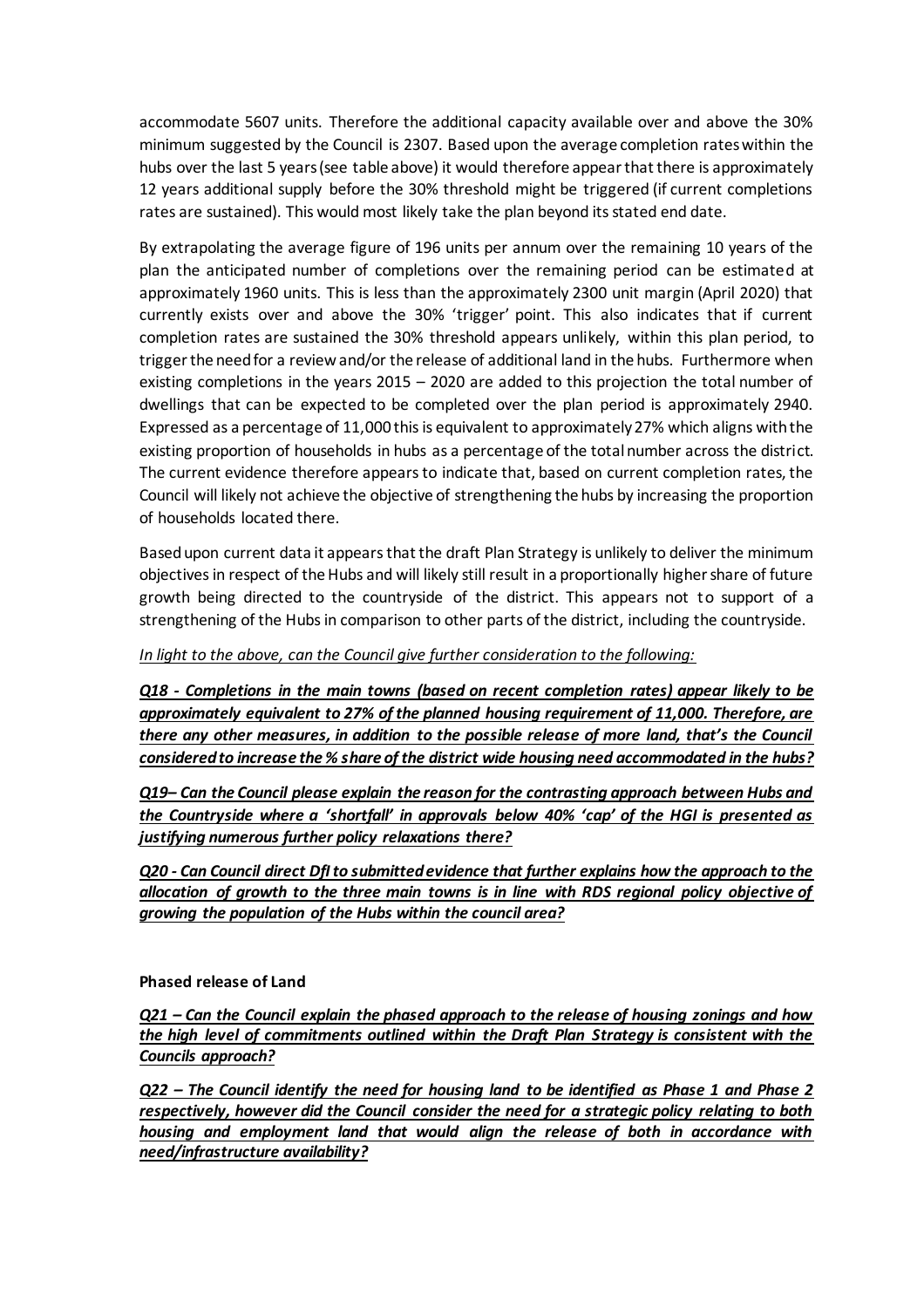accommodate 5607 units. Therefore the additional capacity available over and above the 30% minimum suggested by the Council is 2307. Based upon the average completion rates within the hubs over the last 5 years (see table above) it would therefore appear that there is approximately 12 years additional supply before the 30% threshold might be triggered (if current completions rates are sustained). This would most likely take the plan beyond its stated end date.

By extrapolating the average figure of 196 units per annum over the remaining 10 years of the plan the anticipated number of completions over the remaining period can be estimated at approximately 1960 units. This is less than the approximately 2300 unit margin (April 2020) that currently exists over and above the 30% 'trigger' point. This also indicates that if current completion rates are sustained the 30% threshold appears unlikely, within this plan period, to trigger the need for a review and/or the release of additional land in the hubs. Furthermore when existing completions in the years 2015 – 2020 are added to this projection the total number of dwellings that can be expected to be completed over the plan period is approximately 2940. Expressed as a percentage of 11,000 this is equivalent to approximately 27% which aligns with the existing proportion of households in hubs as a percentage of the total number across the district. The current evidence therefore appears to indicate that, based on current completion rates, the Council will likely not achieve the objective of strengthening the hubs by increasing the proportion of households located there.

Based upon current data it appears that the draft Plan Strategy is unlikely to deliver the minimum objectives in respect of the Hubs and will likely still result in a proportionally higher share of future growth being directed to the countryside of the district. This appears not to support of a strengthening of the Hubs in comparison to other parts of the district, including the countryside.

*In light to the above, can the Council give further consideration to the following:*

***Q18 - Completions in the main towns (based on recent completion rates) appear likely to be approximately equivalent to 27% of the planned housing requirement of 11,000. Therefore, are there any other measures, in addition to the possible release of more land, that's the Council considered to increase the % share of the district wide housing need accommodated in the hubs?***

***Q19– Can the Council please explain the reason for the contrasting approach between Hubs and the Countryside where a 'shortfall' in approvals below 40% 'cap' of the HGI is presented as justifying numerous further policy relaxations there?***

***Q20 - Can Council direct DfI to submitted evidence that further explains how the approach to the allocation of growth to the three main towns is in line with RDS regional policy objective of growing the population of the Hubs within the council area?***

**Phased release of Land**

***Q21 – Can the Council explain the phased approach to the release of housing zonings and how the high level of commitments outlined within the Draft Plan Strategy is consistent with the Councils approach?***

***Q22 – The Council identify the need for housing land to be identified as Phase 1 and Phase 2 respectively, however did the Council consider the need for a strategic policy relating to both housing and employment land that would align the release of both in accordance with need/infrastructure availability?***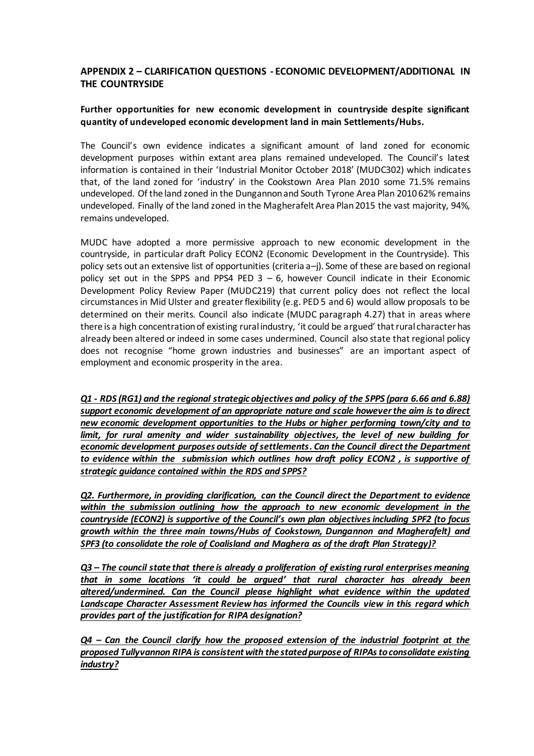## APPENDIX 2 – CLARIFICATION QUESTIONS - ECONOMIC DEVELOPMENT/ADDITIONAL IN THE COUNTRYSIDE

### Further opportunities for new economic development in countryside despite significant quantity of undeveloped economic development land in main Settlements/Hubs.

The Council's own evidence indicates a significant amount of land zoned for economic development purposes within extant area plans remained undeveloped. The Council's latest information is contained in their 'Industrial Monitor October 2018' (MUDC302) which indicates that, of the land zoned for 'industry' in the Cookstown Area Plan 2010 some 71.5% remains undeveloped. Of the land zoned in the Dungannon and South Tyrone Area Plan 2010 62% remains undeveloped. Finally of the land zoned in the Magherafelt Area Plan 2015 the vast majority, 94%, remains undeveloped.

MUDC have adopted a more permissive approach to new economic development in the countryside, in particular draft Policy ECON2 (Economic Development in the Countryside). This policy sets out an extensive list of opportunities (criteria a–j). Some of these are based on regional policy set out in the SPPS and PPS4 PED 3 – 6, however Council indicate in their Economic Development Policy Review Paper (MUDC219) that current policy does not reflect the local circumstances in Mid Ulster and greater flexibility (e.g. PED 5 and 6) would allow proposals to be determined on their merits. Council also indicate (MUDC paragraph 4.27) that in areas where there is a high concentration of existing rural industry, 'it could be argued' that rural character has already been altered or indeed in some cases undermined. Council also state that regional policy does not recognise "home grown industries and businesses" are an important aspect of employment and economic prosperity in the area.

***Q1 - RDS (RG1) and the regional strategic objectives and policy of the SPPS (para 6.66 and 6.88) support economic development of an appropriate nature and scale however the aim is to direct new economic development opportunities to the Hubs or higher performing town/city and to limit, for rural amenity and wider sustainability objectives, the level of new building for economic development purposes outside of settlements. Can the Council direct the Department to evidence within the submission which outlines how draft policy ECON2 , is supportive of strategic guidance contained within the RDS and SPPS?***

***Q2. Furthermore, in providing clarification, can the Council direct the Department to evidence within the submission outlining how the approach to new economic development in the countryside (ECON2) is supportive of the Council's own plan objectives including SPF2 (to focus growth within the three main towns/Hubs of Cookstown, Dungannon and Magherafelt) and SPF3 (to consolidate the role of Coalisland and Maghera as of the draft Plan Strategy)?***

***Q3 – The council state that there is already a proliferation of existing rural enterprises meaning that in some locations 'it could be argued' that rural character has already been altered/undermined. Can the Council please highlight what evidence within the updated Landscape Character Assessment Review has informed the Councils view in this regard which provides part of the justification for RIPA designation?***

***Q4 – Can the Council clarify how the proposed extension of the industrial footprint at the proposed Tullyvannon RIPA is consistent with the stated purpose of RIPAs to consolidate existing industry?***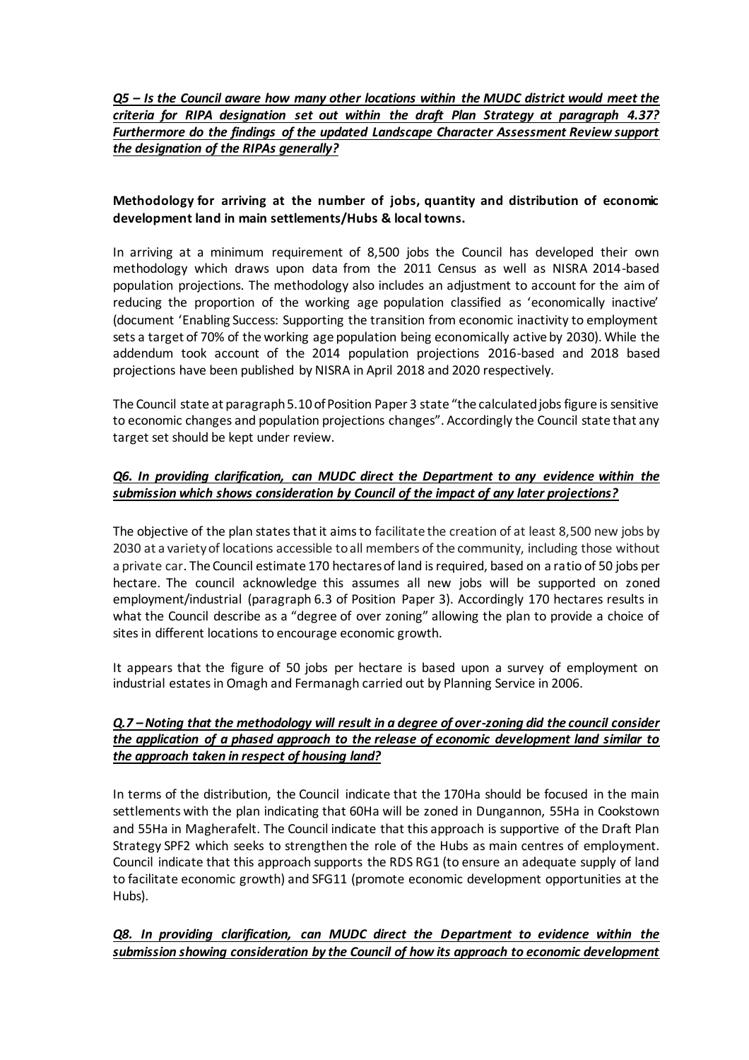***Q5 – Is the Council aware how many other locations within the MUDC district would meet the criteria for RIPA designation set out within the draft Plan Strategy at paragraph 4.37? Furthermore do the findings of the updated Landscape Character Assessment Review support the designation of the RIPAs generally?***

**Methodology for arriving at the number of jobs, quantity and distribution of economic development land in main settlements/Hubs & local towns.**

In arriving at a minimum requirement of 8,500 jobs the Council has developed their own methodology which draws upon data from the 2011 Census as well as NISRA 2014-based population projections. The methodology also includes an adjustment to account for the aim of reducing the proportion of the working age population classified as 'economically inactive' (document 'Enabling Success: Supporting the transition from economic inactivity to employment sets a target of 70% of the working age population being economically active by 2030). While the addendum took account of the 2014 population projections 2016-based and 2018 based projections have been published by NISRA in April 2018 and 2020 respectively.

The Council state at paragraph 5.10 of Position Paper 3 state "the calculated jobs figure is sensitive to economic changes and population projections changes". Accordingly the Council state that any target set should be kept under review.

***Q6. In providing clarification, can MUDC direct the Department to any evidence within the submission which shows consideration by Council of the impact of any later projections?***

The objective of the plan states that it aims to facilitate the creation of at least 8,500 new jobs by 2030 at a variety of locations accessible to all members of the community, including those without a private car. The Council estimate 170 hectares of land is required, based on a ratio of 50 jobs per hectare. The council acknowledge this assumes all new jobs will be supported on zoned employment/industrial (paragraph 6.3 of Position Paper 3). Accordingly 170 hectares results in what the Council describe as a "degree of over zoning" allowing the plan to provide a choice of sites in different locations to encourage economic growth.

It appears that the figure of 50 jobs per hectare is based upon a survey of employment on industrial estates in Omagh and Fermanagh carried out by Planning Service in 2006.

***Q.7 – Noting that the methodology will result in a degree of over-zoning did the council consider the application of a phased approach to the release of economic development land similar to the approach taken in respect of housing land?***

In terms of the distribution, the Council indicate that the 170Ha should be focused in the main settlements with the plan indicating that 60Ha will be zoned in Dungannon, 55Ha in Cookstown and 55Ha in Magherafelt. The Council indicate that this approach is supportive of the Draft Plan Strategy SPF2 which seeks to strengthen the role of the Hubs as main centres of employment. Council indicate that this approach supports the RDS RG1 (to ensure an adequate supply of land to facilitate economic growth) and SFG11 (promote economic development opportunities at the Hubs).

***Q8. In providing clarification, can MUDC direct the Department to evidence within the submission showing consideration by the Council of how its approach to economic development***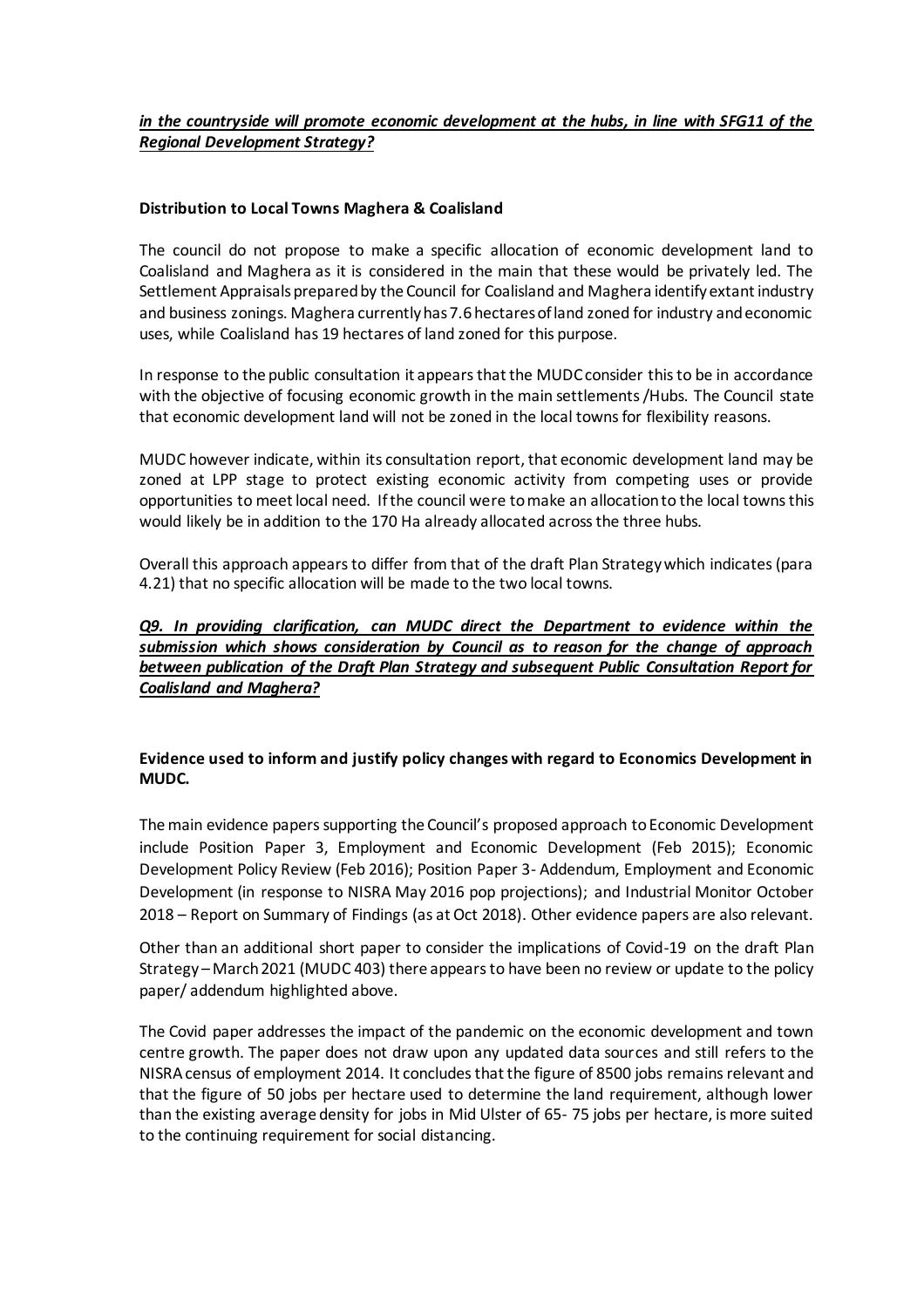***in the countryside will promote economic development at the hubs, in line with SFG11 of the Regional Development Strategy?***

**Distribution to Local Towns Maghera & Coalisland**

The council do not propose to make a specific allocation of economic development land to Coalisland and Maghera as it is considered in the main that these would be privately led. The Settlement Appraisals prepared by the Council for Coalisland and Maghera identify extant industry and business zonings. Maghera currently has 7.6 hectares of land zoned for industry and economic uses, while Coalisland has 19 hectares of land zoned for this purpose.

In response to the public consultation it appears that the MUDC consider this to be in accordance with the objective of focusing economic growth in the main settlements /Hubs. The Council state that economic development land will not be zoned in the local towns for flexibility reasons.

MUDC however indicate, within its consultation report, that economic development land may be zoned at LPP stage to protect existing economic activity from competing uses or provide opportunities to meet local need. If the council were to make an allocation to the local towns this would likely be in addition to the 170 Ha already allocated across the three hubs.

Overall this approach appears to differ from that of the draft Plan Strategy which indicates (para 4.21) that no specific allocation will be made to the two local towns.

***Q9. In providing clarification, can MUDC direct the Department to evidence within the submission which shows consideration by Council as to reason for the change of approach between publication of the Draft Plan Strategy and subsequent Public Consultation Report for Coalisland and Maghera?***

**Evidence used to inform and justify policy changes with regard to Economics Development in MUDC.**

The main evidence papers supporting the Council's proposed approach to Economic Development include Position Paper 3, Employment and Economic Development (Feb 2015); Economic Development Policy Review (Feb 2016); Position Paper 3- Addendum, Employment and Economic Development (in response to NISRA May 2016 pop projections); and Industrial Monitor October 2018 – Report on Summary of Findings (as at Oct 2018). Other evidence papers are also relevant.

Other than an additional short paper to consider the implications of Covid-19 on the draft Plan Strategy – March 2021 (MUDC 403) there appears to have been no review or update to the policy paper/ addendum highlighted above.

The Covid paper addresses the impact of the pandemic on the economic development and town centre growth. The paper does not draw upon any updated data sources and still refers to the NISRA census of employment 2014. It concludes that the figure of 8500 jobs remains relevant and that the figure of 50 jobs per hectare used to determine the land requirement, although lower than the existing average density for jobs in Mid Ulster of 65- 75 jobs per hectare, is more suited to the continuing requirement for social distancing.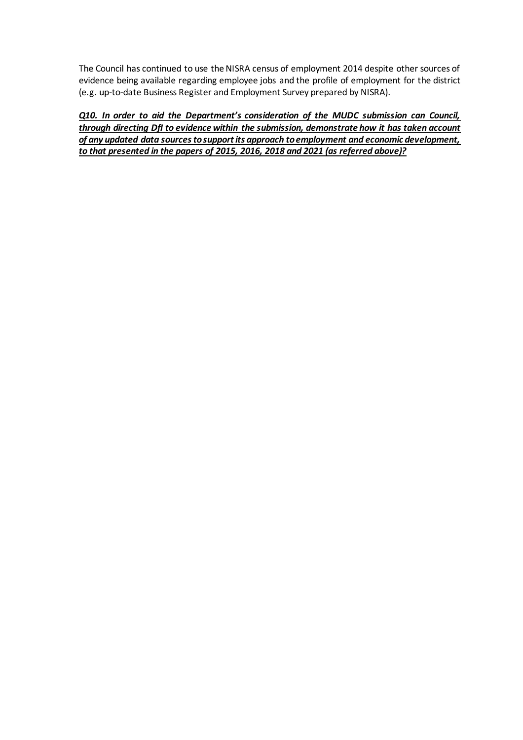The Council has continued to use the NISRA census of employment 2014 despite other sources of evidence being available regarding employee jobs and the profile of employment for the district (e.g. up-to-date Business Register and Employment Survey prepared by NISRA).

***Q10. In order to aid the Department's consideration of the MUDC submission can Council, through directing DfI to evidence within the submission, demonstrate how it has taken account of any updated data sources to support its approach to employment and economic development, to that presented in the papers of 2015, 2016, 2018 and 2021 (as referred above)?***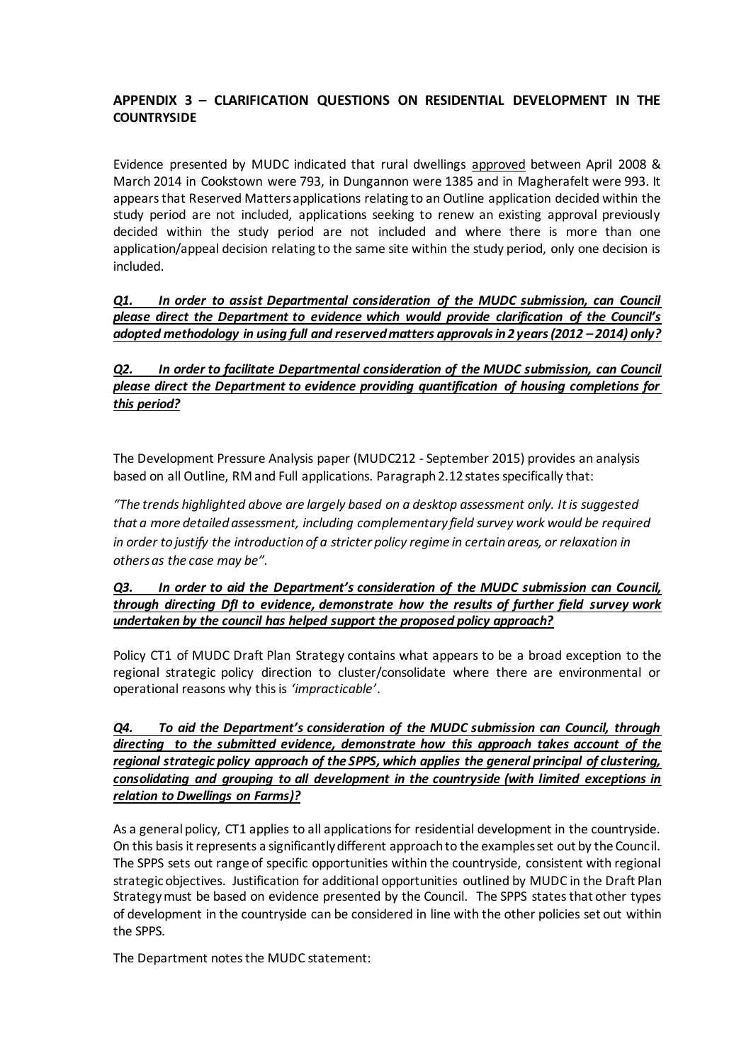## APPENDIX 3 – CLARIFICATION QUESTIONS ON RESIDENTIAL DEVELOPMENT IN THE COUNTRYSIDE

Evidence presented by MUDC indicated that rural dwellings approved between April 2008 & March 2014 in Cookstown were 793, in Dungannon were 1385 and in Magherafelt were 993. It appears that Reserved Matters applications relating to an Outline application decided within the study period are not included, applications seeking to renew an existing approval previously decided within the study period are not included and where there is more than one application/appeal decision relating to the same site within the study period, only one decision is included.

***Q1. In order to assist Departmental consideration of the MUDC submission, can Council please direct the Department to evidence which would provide clarification of the Council's adopted methodology in using full and reserved matters approvals in 2 years (2012 – 2014) only?***

***Q2. In order to facilitate Departmental consideration of the MUDC submission, can Council please direct the Department to evidence providing quantification of housing completions for this period?***

The Development Pressure Analysis paper (MUDC212 - September 2015) provides an analysis based on all Outline, RM and Full applications. Paragraph 2.12 states specifically that:

*"The trends highlighted above are largely based on a desktop assessment only. It is suggested that a more detailed assessment, including complementary field survey work would be required in order to justify the introduction of a stricter policy regime in certain areas, or relaxation in others as the case may be".*

***Q3. In order to aid the Department's consideration of the MUDC submission can Council, through directing DfI to evidence, demonstrate how the results of further field survey work undertaken by the council has helped support the proposed policy approach?***

Policy CT1 of MUDC Draft Plan Strategy contains what appears to be a broad exception to the regional strategic policy direction to cluster/consolidate where there are environmental or operational reasons why this is *'impracticable'*.

***Q4. To aid the Department's consideration of the MUDC submission can Council, through directing to the submitted evidence, demonstrate how this approach takes account of the regional strategic policy approach of the SPPS, which applies the general principal of clustering, consolidating and grouping to all development in the countryside (with limited exceptions in relation to Dwellings on Farms)?***

As a general policy, CT1 applies to all applications for residential development in the countryside. On this basis it represents a significantly different approach to the examples set out by the Council. The SPPS sets out range of specific opportunities within the countryside, consistent with regional strategic objectives. Justification for additional opportunities outlined by MUDC in the Draft Plan Strategy must be based on evidence presented by the Council. The SPPS states that other types of development in the countryside can be considered in line with the other policies set out within the SPPS.

The Department notes the MUDC statement: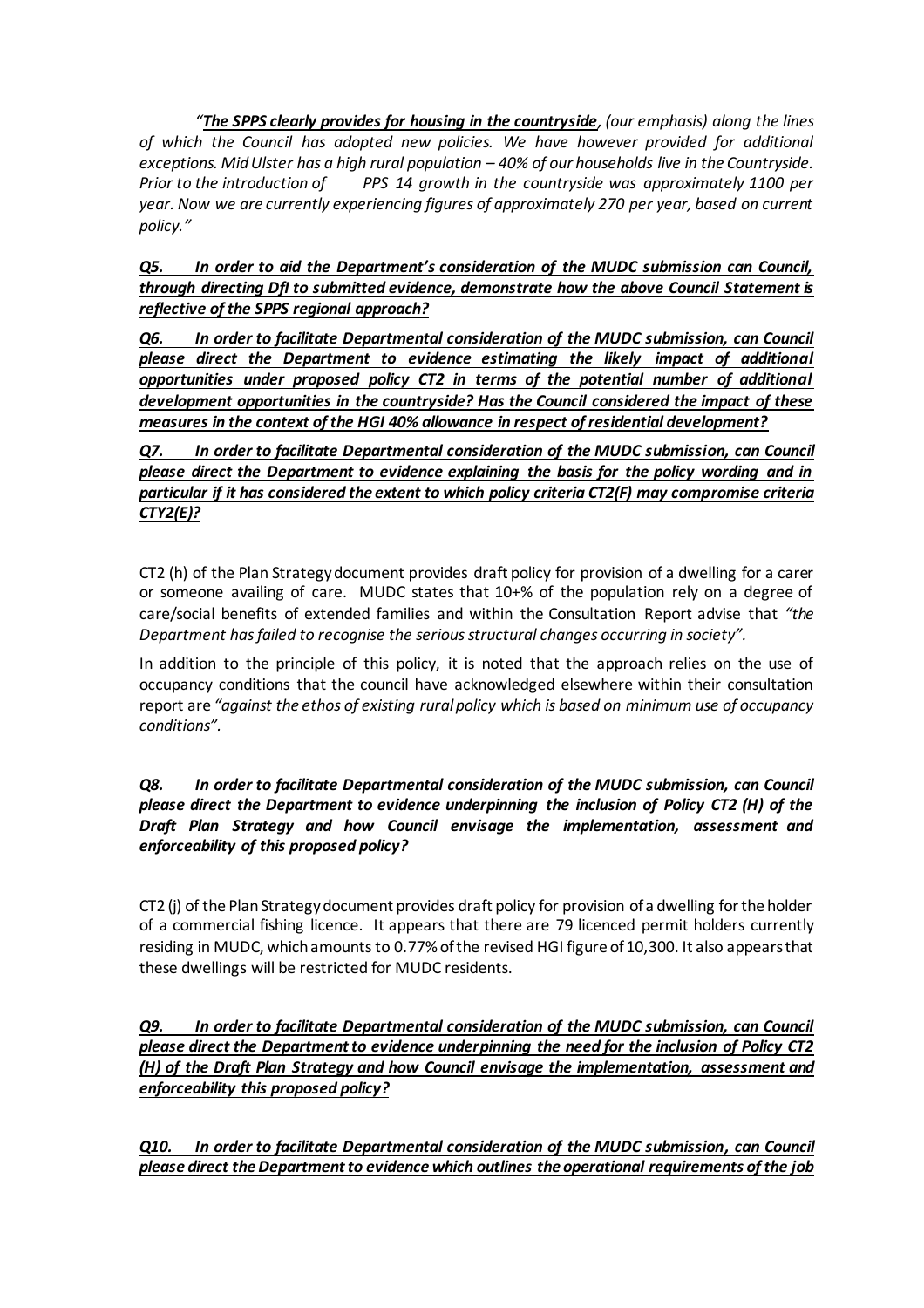*"**The SPPS clearly provides for housing in the countryside**, (our emphasis) along the lines of which the Council has adopted new policies. We have however provided for additional exceptions. Mid Ulster has a high rural population – 40% of our households live in the Countryside. Prior to the introduction of PPS 14 growth in the countryside was approximately 1100 per year. Now we are currently experiencing figures of approximately 270 per year, based on current policy."*

***Q5. In order to aid the Department's consideration of the MUDC submission can Council, through directing DfI to submitted evidence, demonstrate how the above Council Statement is reflective of the SPPS regional approach?***

***Q6. In order to facilitate Departmental consideration of the MUDC submission, can Council please direct the Department to evidence estimating the likely impact of additional opportunities under proposed policy CT2 in terms of the potential number of additional development opportunities in the countryside? Has the Council considered the impact of these measures in the context of the HGI 40% allowance in respect of residential development?***

***Q7. In order to facilitate Departmental consideration of the MUDC submission, can Council please direct the Department to evidence explaining the basis for the policy wording and in particular if it has considered the extent to which policy criteria CT2(F) may compromise criteria CTY2(E)?***

CT2 (h) of the Plan Strategy document provides draft policy for provision of a dwelling for a carer or someone availing of care. MUDC states that 10+% of the population rely on a degree of care/social benefits of extended families and within the Consultation Report advise that *"the Department has failed to recognise the serious structural changes occurring in society"*.

In addition to the principle of this policy, it is noted that the approach relies on the use of occupancy conditions that the council have acknowledged elsewhere within their consultation report are *"against the ethos of existing rural policy which is based on minimum use of occupancy conditions"*.

***Q8. In order to facilitate Departmental consideration of the MUDC submission, can Council please direct the Department to evidence underpinning the inclusion of Policy CT2 (H) of the Draft Plan Strategy and how Council envisage the implementation, assessment and enforceability of this proposed policy?***

CT2 (j) of the Plan Strategy document provides draft policy for provision of a dwelling for the holder of a commercial fishing licence. It appears that there are 79 licenced permit holders currently residing in MUDC, which amounts to 0.77% of the revised HGI figure of 10,300. It also appears that these dwellings will be restricted for MUDC residents.

***Q9. In order to facilitate Departmental consideration of the MUDC submission, can Council please direct the Department to evidence underpinning the need for the inclusion of Policy CT2 (H) of the Draft Plan Strategy and how Council envisage the implementation, assessment and enforceability this proposed policy?***

***Q10. In order to facilitate Departmental consideration of the MUDC submission, can Council please direct the Department to evidence which outlines the operational requirements of the job***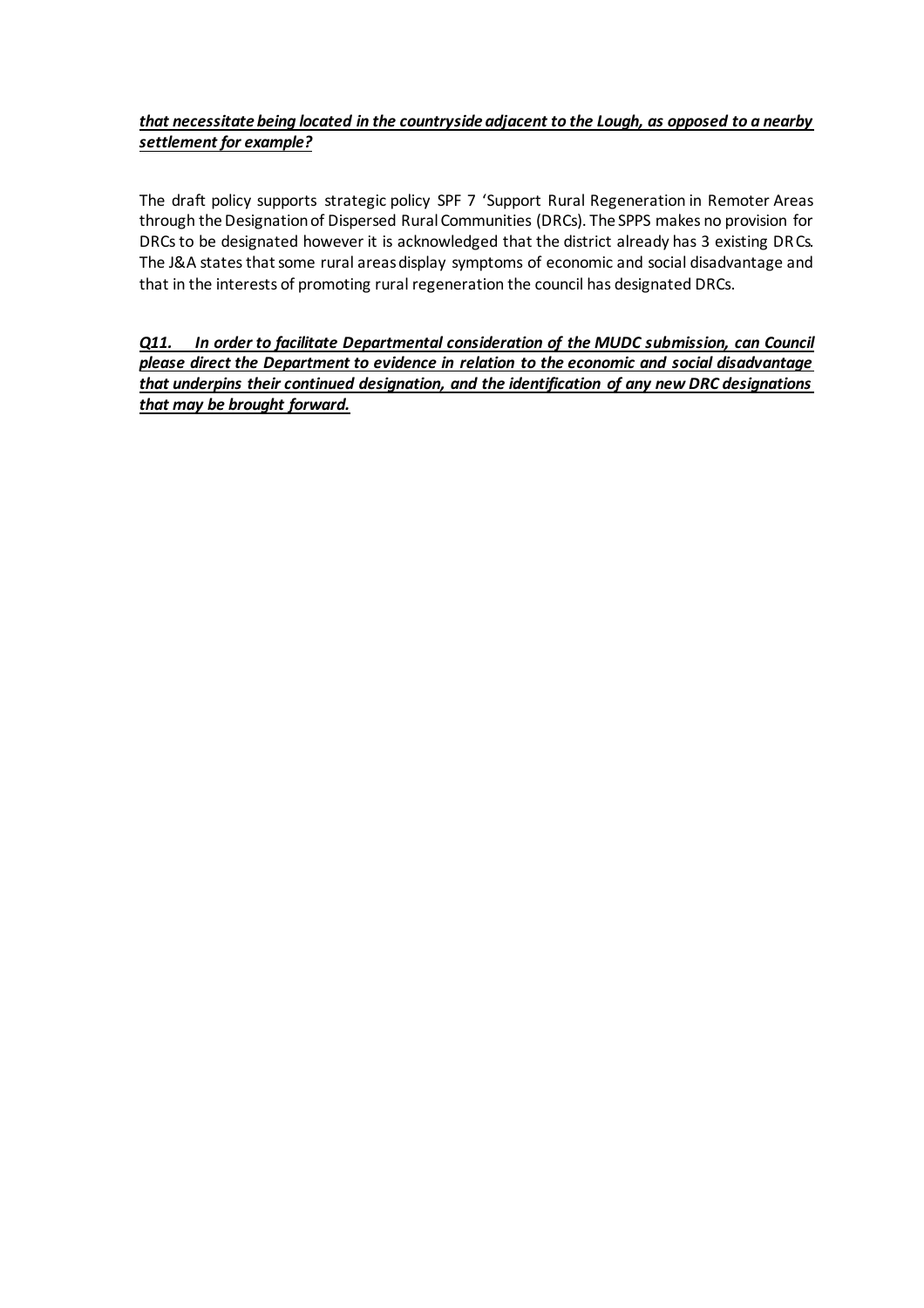***that necessitate being located in the countryside adjacent to the Lough, as opposed to a nearby settlement for example?***

The draft policy supports strategic policy SPF 7 'Support Rural Regeneration in Remoter Areas through the Designation of Dispersed Rural Communities (DRCs). The SPPS makes no provision for DRCs to be designated however it is acknowledged that the district already has 3 existing DRCs. The J&A states that some rural areas display symptoms of economic and social disadvantage and that in the interests of promoting rural regeneration the council has designated DRCs.

***Q11. In order to facilitate Departmental consideration of the MUDC submission, can Council please direct the Department to evidence in relation to the economic and social disadvantage that underpins their continued designation, and the identification of any new DRC designations that may be brought forward.***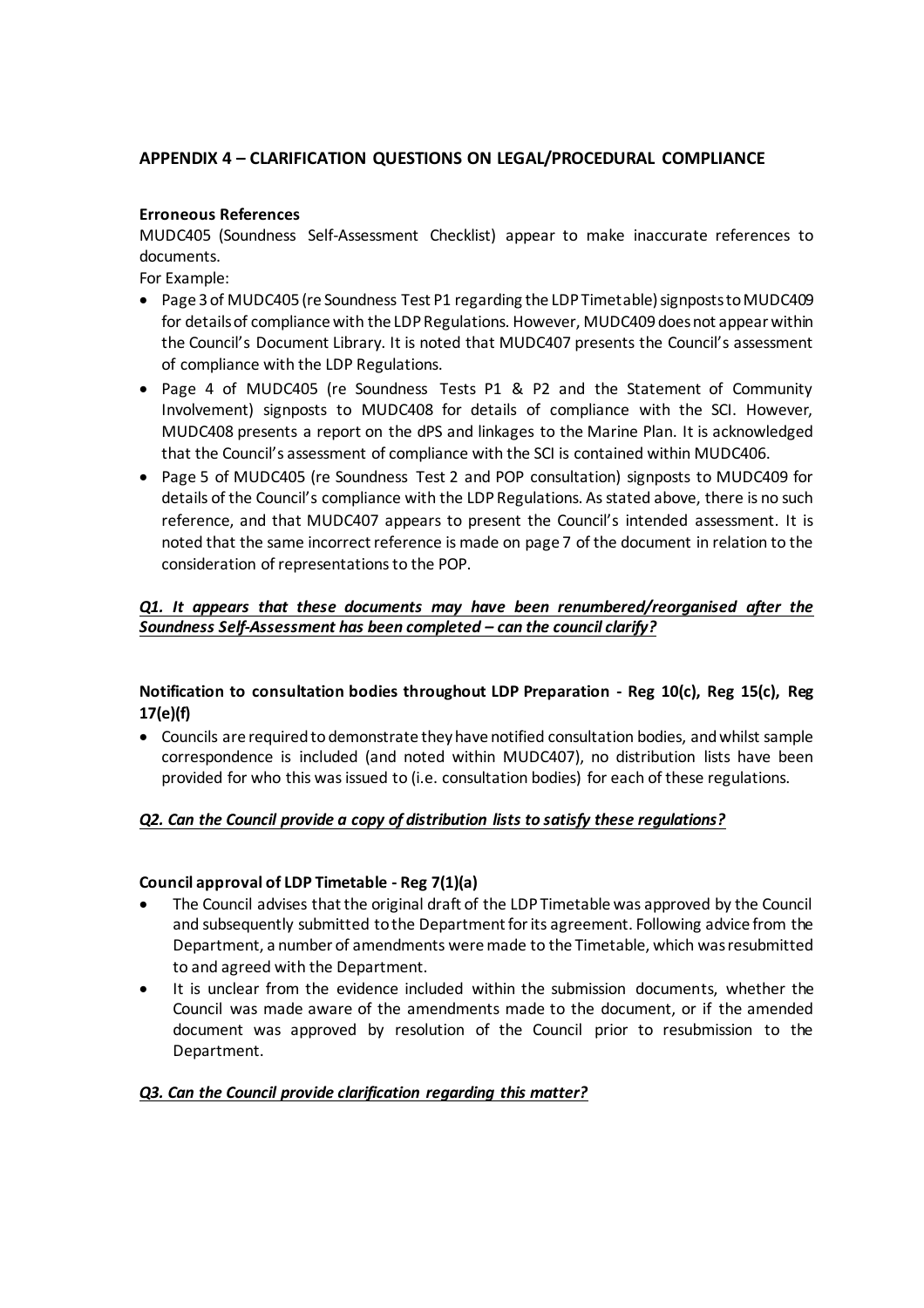## APPENDIX 4 – CLARIFICATION QUESTIONS ON LEGAL/PROCEDURAL COMPLIANCE

**Erroneous References**

MUDC405 (Soundness Self-Assessment Checklist) appear to make inaccurate references to documents.

For Example:

- Page 3 of MUDC405 (re Soundness Test P1 regarding the LDP Timetable) signposts to MUDC409 for details of compliance with the LDP Regulations. However, MUDC409 does not appear within the Council's Document Library. It is noted that MUDC407 presents the Council's assessment of compliance with the LDP Regulations.
- Page 4 of MUDC405 (re Soundness Tests P1 & P2 and the Statement of Community Involvement) signposts to MUDC408 for details of compliance with the SCI. However, MUDC408 presents a report on the dPS and linkages to the Marine Plan. It is acknowledged that the Council's assessment of compliance with the SCI is contained within MUDC406.
- Page 5 of MUDC405 (re Soundness Test 2 and POP consultation) signposts to MUDC409 for details of the Council's compliance with the LDP Regulations. As stated above, there is no such reference, and that MUDC407 appears to present the Council's intended assessment. It is noted that the same incorrect reference is made on page 7 of the document in relation to the consideration of representations to the POP.

***<u>Q1. It appears that these documents may have been renumbered/reorganised after the Soundness Self-Assessment has been completed – can the council clarify?</u>***

**Notification to consultation bodies throughout LDP Preparation - Reg 10(c), Reg 15(c), Reg 17(e)(f)**

- Councils are required to demonstrate they have notified consultation bodies, and whilst sample correspondence is included (and noted within MUDC407), no distribution lists have been provided for who this was issued to (i.e. consultation bodies) for each of these regulations.

***<u>Q2. Can the Council provide a copy of distribution lists to satisfy these regulations?</u>***

**Council approval of LDP Timetable - Reg 7(1)(a)**

- The Council advises that the original draft of the LDP Timetable was approved by the Council and subsequently submitted to the Department for its agreement. Following advice from the Department, a number of amendments were made to the Timetable, which was resubmitted to and agreed with the Department.
- It is unclear from the evidence included within the submission documents, whether the Council was made aware of the amendments made to the document, or if the amended document was approved by resolution of the Council prior to resubmission to the Department.

***<u>Q3. Can the Council provide clarification regarding this matter?</u>***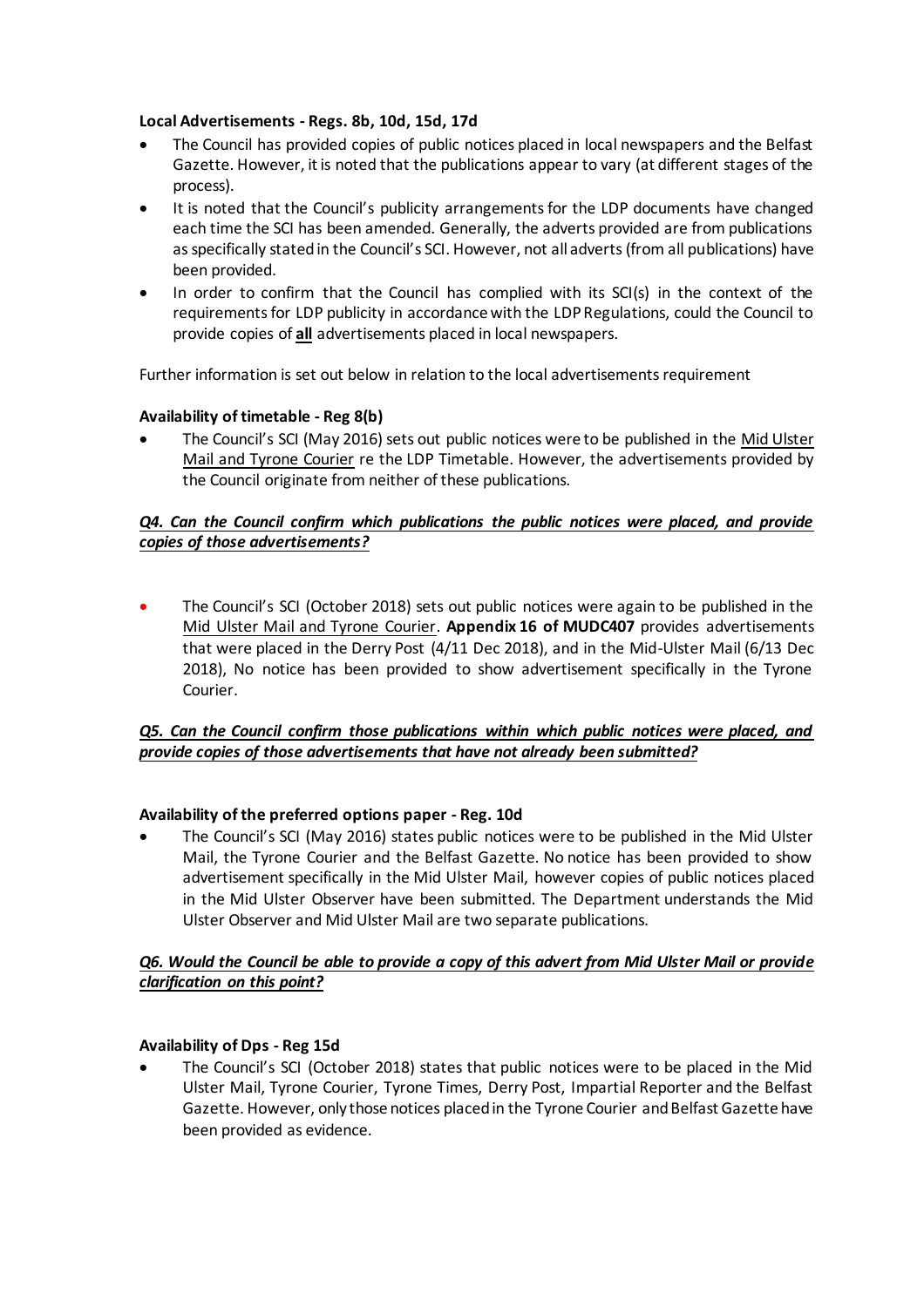**Local Advertisements - Regs. 8b, 10d, 15d, 17d**

- The Council has provided copies of public notices placed in local newspapers and the Belfast Gazette. However, it is noted that the publications appear to vary (at different stages of the process).
- It is noted that the Council's publicity arrangements for the LDP documents have changed each time the SCI has been amended. Generally, the adverts provided are from publications as specifically stated in the Council's SCI. However, not all adverts (from all publications) have been provided.
- In order to confirm that the Council has complied with its SCI(s) in the context of the requirements for LDP publicity in accordance with the LDP Regulations, could the Council to provide copies of **all** advertisements placed in local newspapers.

Further information is set out below in relation to the local advertisements requirement

**Availability of timetable - Reg 8(b)**

- The Council's SCI (May 2016) sets out public notices were to be published in the Mid Ulster Mail and Tyrone Courier re the LDP Timetable. However, the advertisements provided by the Council originate from neither of these publications.

***Q4. Can the Council confirm which publications the public notices were placed, and provide copies of those advertisements?***

- The Council's SCI (October 2018) sets out public notices were again to be published in the Mid Ulster Mail and Tyrone Courier. **Appendix 16 of MUDC407** provides advertisements that were placed in the Derry Post (4/11 Dec 2018), and in the Mid-Ulster Mail (6/13 Dec 2018), No notice has been provided to show advertisement specifically in the Tyrone Courier.

***Q5. Can the Council confirm those publications within which public notices were placed, and provide copies of those advertisements that have not already been submitted?***

**Availability of the preferred options paper - Reg. 10d**

- The Council's SCI (May 2016) states public notices were to be published in the Mid Ulster Mail, the Tyrone Courier and the Belfast Gazette. No notice has been provided to show advertisement specifically in the Mid Ulster Mail, however copies of public notices placed in the Mid Ulster Observer have been submitted. The Department understands the Mid Ulster Observer and Mid Ulster Mail are two separate publications.

***Q6. Would the Council be able to provide a copy of this advert from Mid Ulster Mail or provide clarification on this point?***

**Availability of Dps - Reg 15d**

- The Council's SCI (October 2018) states that public notices were to be placed in the Mid Ulster Mail, Tyrone Courier, Tyrone Times, Derry Post, Impartial Reporter and the Belfast Gazette. However, only those notices placed in the Tyrone Courier and Belfast Gazette have been provided as evidence.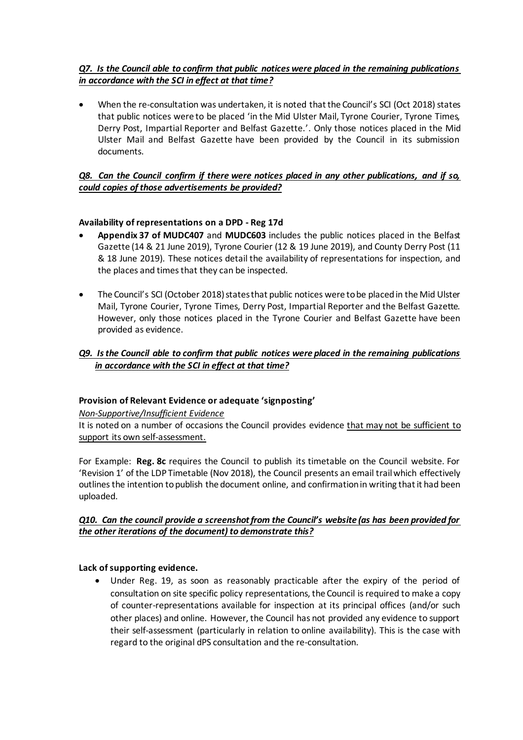***Q7. Is the Council able to confirm that public notices were placed in the remaining publications in accordance with the SCI in effect at that time?***

- When the re-consultation was undertaken, it is noted that the Council's SCI (Oct 2018) states that public notices were to be placed 'in the Mid Ulster Mail, Tyrone Courier, Tyrone Times, Derry Post, Impartial Reporter and Belfast Gazette.'. Only those notices placed in the Mid Ulster Mail and Belfast Gazette have been provided by the Council in its submission documents.

***Q8. Can the Council confirm if there were notices placed in any other publications, and if so, could copies of those advertisements be provided?***

**Availability of representations on a DPD - Reg 17d**

- **Appendix 37 of MUDC407** and **MUDC603** includes the public notices placed in the Belfast Gazette (14 & 21 June 2019), Tyrone Courier (12 & 19 June 2019), and County Derry Post (11 & 18 June 2019). These notices detail the availability of representations for inspection, and the places and times that they can be inspected.
- The Council's SCI (October 2018) states that public notices were to be placed in the Mid Ulster Mail, Tyrone Courier, Tyrone Times, Derry Post, Impartial Reporter and the Belfast Gazette. However, only those notices placed in the Tyrone Courier and Belfast Gazette have been provided as evidence.

***Q9. Is the Council able to confirm that public notices were placed in the remaining publications in accordance with the SCI in effect at that time?***

**Provision of Relevant Evidence or adequate 'signposting'**

*Non-Supportive/Insufficient Evidence*

It is noted on a number of occasions the Council provides evidence that may not be sufficient to support its own self-assessment.

For Example: **Reg. 8c** requires the Council to publish its timetable on the Council website. For 'Revision 1' of the LDP Timetable (Nov 2018), the Council presents an email trail which effectively outlines the intention to publish the document online, and confirmation in writing that it had been uploaded.

***Q10. Can the council provide a screenshot from the Council's website (as has been provided for the other iterations of the document) to demonstrate this?***

**Lack of supporting evidence.**

- Under Reg. 19, as soon as reasonably practicable after the expiry of the period of consultation on site specific policy representations, the Council is required to make a copy of counter-representations available for inspection at its principal offices (and/or such other places) and online. However, the Council has not provided any evidence to support their self-assessment (particularly in relation to online availability). This is the case with regard to the original dPS consultation and the re-consultation.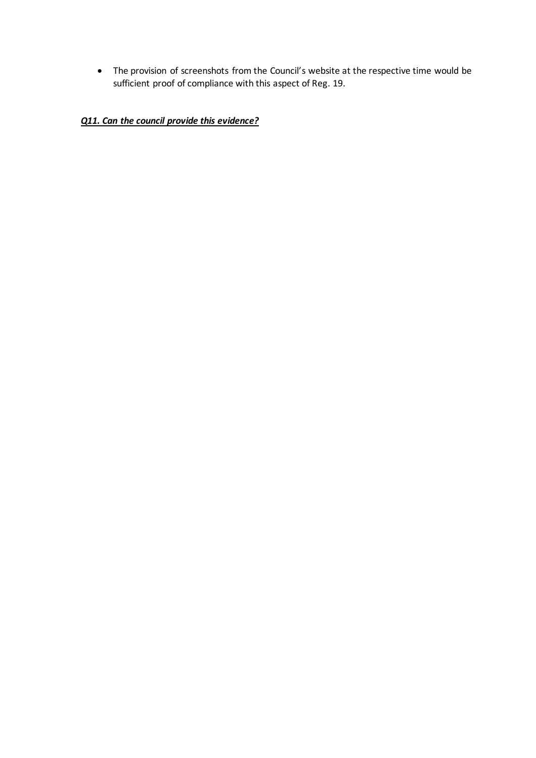- The provision of screenshots from the Council's website at the respective time would be sufficient proof of compliance with this aspect of Reg. 19.

***Q11. Can the council provide this evidence?***